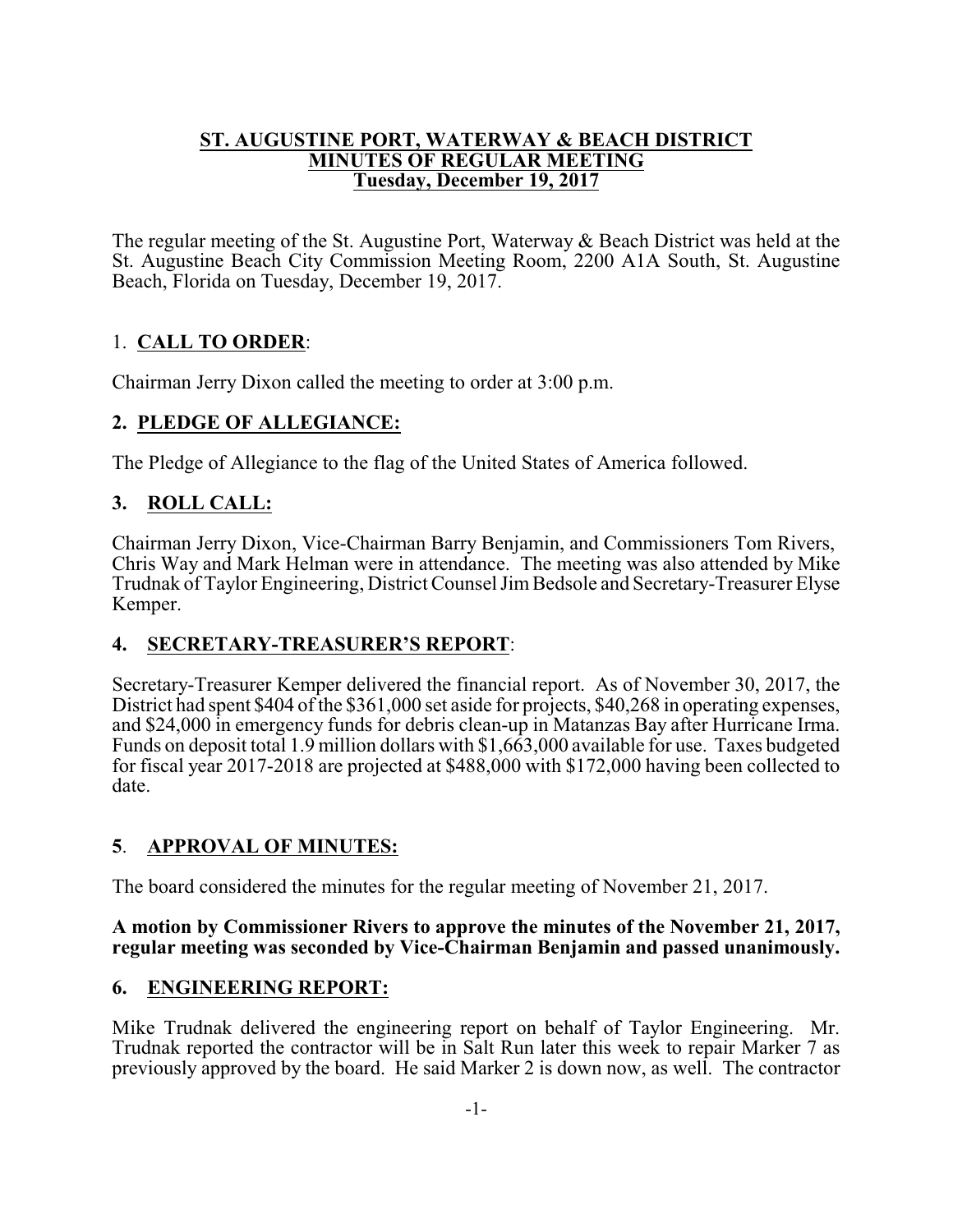**ST. AUGUSTINE PORT, WATERWAY & BEACH DISTRICT**
**MINUTES OF REGULAR MEETING**
**Tuesday, December 19, 2017**

The regular meeting of the St. Augustine Port, Waterway & Beach District was held at the St. Augustine Beach City Commission Meeting Room, 2200 A1A South, St. Augustine Beach, Florida on Tuesday, December 19, 2017.

## 1. CALL TO ORDER:

Chairman Jerry Dixon called the meeting to order at 3:00 p.m.

## 2. PLEDGE OF ALLEGIANCE:

The Pledge of Allegiance to the flag of the United States of America followed.

## 3. ROLL CALL:

Chairman Jerry Dixon, Vice-Chairman Barry Benjamin, and Commissioners Tom Rivers, Chris Way and Mark Helman were in attendance. The meeting was also attended by Mike Trudnak of Taylor Engineering, District Counsel Jim Bedsole and Secretary-Treasurer Elyse Kemper.

## 4. SECRETARY-TREASURER'S REPORT:

Secretary-Treasurer Kemper delivered the financial report. As of November 30, 2017, the District had spent $404 of the $361,000 set aside for projects, $40,268 in operating expenses, and $24,000 in emergency funds for debris clean-up in Matanzas Bay after Hurricane Irma. Funds on deposit total 1.9 million dollars with $1,663,000 available for use. Taxes budgeted for fiscal year 2017-2018 are projected at $488,000 with $172,000 having been collected to date.

## 5. APPROVAL OF MINUTES:

The board considered the minutes for the regular meeting of November 21, 2017.

**A motion by Commissioner Rivers to approve the minutes of the November 21, 2017, regular meeting was seconded by Vice-Chairman Benjamin and passed unanimously.**

## 6. ENGINEERING REPORT:

Mike Trudnak delivered the engineering report on behalf of Taylor Engineering. Mr. Trudnak reported the contractor will be in Salt Run later this week to repair Marker 7 as previously approved by the board. He said Marker 2 is down now, as well. The contractor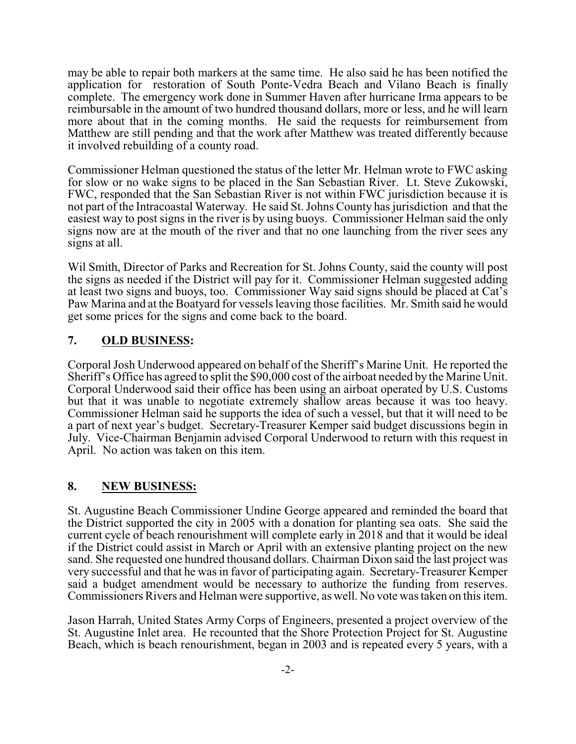may be able to repair both markers at the same time. He also said he has been notified the application for restoration of South Ponte-Vedra Beach and Vilano Beach is finally complete. The emergency work done in Summer Haven after hurricane Irma appears to be reimbursable in the amount of two hundred thousand dollars, more or less, and he will learn more about that in the coming months. He said the requests for reimbursement from Matthew are still pending and that the work after Matthew was treated differently because it involved rebuilding of a county road.

Commissioner Helman questioned the status of the letter Mr. Helman wrote to FWC asking for slow or no wake signs to be placed in the San Sebastian River. Lt. Steve Zukowski, FWC, responded that the San Sebastian River is not within FWC jurisdiction because it is not part of the Intracoastal Waterway. He said St. Johns County has jurisdiction and that the easiest way to post signs in the river is by using buoys. Commissioner Helman said the only signs now are at the mouth of the river and that no one launching from the river sees any signs at all.

Wil Smith, Director of Parks and Recreation for St. Johns County, said the county will post the signs as needed if the District will pay for it. Commissioner Helman suggested adding at least two signs and buoys, too. Commissioner Way said signs should be placed at Cat's Paw Marina and at the Boatyard for vessels leaving those facilities. Mr. Smith said he would get some prices for the signs and come back to the board.

## 7. OLD BUSINESS:

Corporal Josh Underwood appeared on behalf of the Sheriff's Marine Unit. He reported the Sheriff's Office has agreed to split the $90,000 cost of the airboat needed by the Marine Unit. Corporal Underwood said their office has been using an airboat operated by U.S. Customs but that it was unable to negotiate extremely shallow areas because it was too heavy. Commissioner Helman said he supports the idea of such a vessel, but that it will need to be a part of next year's budget. Secretary-Treasurer Kemper said budget discussions begin in July. Vice-Chairman Benjamin advised Corporal Underwood to return with this request in April. No action was taken on this item.

## 8. NEW BUSINESS:

St. Augustine Beach Commissioner Undine George appeared and reminded the board that the District supported the city in 2005 with a donation for planting sea oats. She said the current cycle of beach renourishment will complete early in 2018 and that it would be ideal if the District could assist in March or April with an extensive planting project on the new sand. She requested one hundred thousand dollars. Chairman Dixon said the last project was very successful and that he was in favor of participating again. Secretary-Treasurer Kemper said a budget amendment would be necessary to authorize the funding from reserves. Commissioners Rivers and Helman were supportive, as well. No vote was taken on this item.

Jason Harrah, United States Army Corps of Engineers, presented a project overview of the St. Augustine Inlet area. He recounted that the Shore Protection Project for St. Augustine Beach, which is beach renourishment, began in 2003 and is repeated every 5 years, with a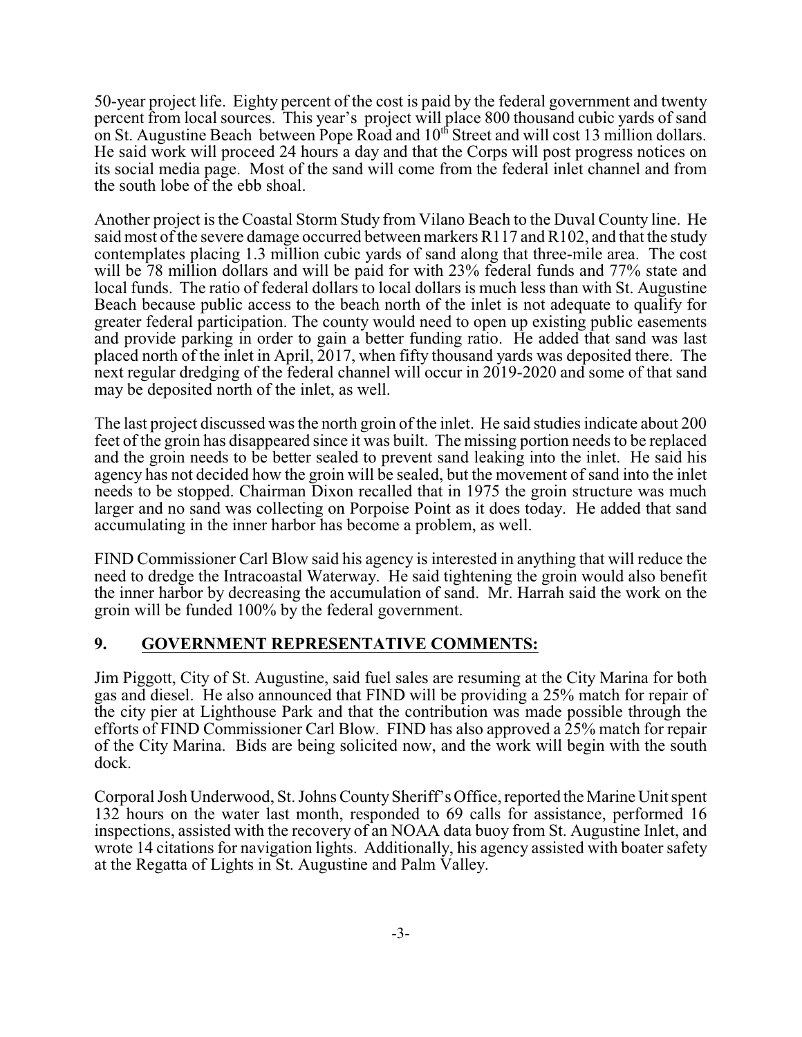50-year project life. Eighty percent of the cost is paid by the federal government and twenty percent from local sources. This year's project will place 800 thousand cubic yards of sand on St. Augustine Beach between Pope Road and 10th Street and will cost 13 million dollars. He said work will proceed 24 hours a day and that the Corps will post progress notices on its social media page. Most of the sand will come from the federal inlet channel and from the south lobe of the ebb shoal.

Another project is the Coastal Storm Study from Vilano Beach to the Duval County line. He said most of the severe damage occurred between markers R117 and R102, and that the study contemplates placing 1.3 million cubic yards of sand along that three-mile area. The cost will be 78 million dollars and will be paid for with 23% federal funds and 77% state and local funds. The ratio of federal dollars to local dollars is much less than with St. Augustine Beach because public access to the beach north of the inlet is not adequate to qualify for greater federal participation. The county would need to open up existing public easements and provide parking in order to gain a better funding ratio. He added that sand was last placed north of the inlet in April, 2017, when fifty thousand yards was deposited there. The next regular dredging of the federal channel will occur in 2019-2020 and some of that sand may be deposited north of the inlet, as well.

The last project discussed was the north groin of the inlet. He said studies indicate about 200 feet of the groin has disappeared since it was built. The missing portion needs to be replaced and the groin needs to be better sealed to prevent sand leaking into the inlet. He said his agency has not decided how the groin will be sealed, but the movement of sand into the inlet needs to be stopped. Chairman Dixon recalled that in 1975 the groin structure was much larger and no sand was collecting on Porpoise Point as it does today. He added that sand accumulating in the inner harbor has become a problem, as well.

FIND Commissioner Carl Blow said his agency is interested in anything that will reduce the need to dredge the Intracoastal Waterway. He said tightening the groin would also benefit the inner harbor by decreasing the accumulation of sand. Mr. Harrah said the work on the groin will be funded 100% by the federal government.

## 9. GOVERNMENT REPRESENTATIVE COMMENTS:

Jim Piggott, City of St. Augustine, said fuel sales are resuming at the City Marina for both gas and diesel. He also announced that FIND will be providing a 25% match for repair of the city pier at Lighthouse Park and that the contribution was made possible through the efforts of FIND Commissioner Carl Blow. FIND has also approved a 25% match for repair of the City Marina. Bids are being solicited now, and the work will begin with the south dock.

Corporal Josh Underwood, St. Johns County Sheriff's Office, reported the Marine Unit spent 132 hours on the water last month, responded to 69 calls for assistance, performed 16 inspections, assisted with the recovery of an NOAA data buoy from St. Augustine Inlet, and wrote 14 citations for navigation lights. Additionally, his agency assisted with boater safety at the Regatta of Lights in St. Augustine and Palm Valley.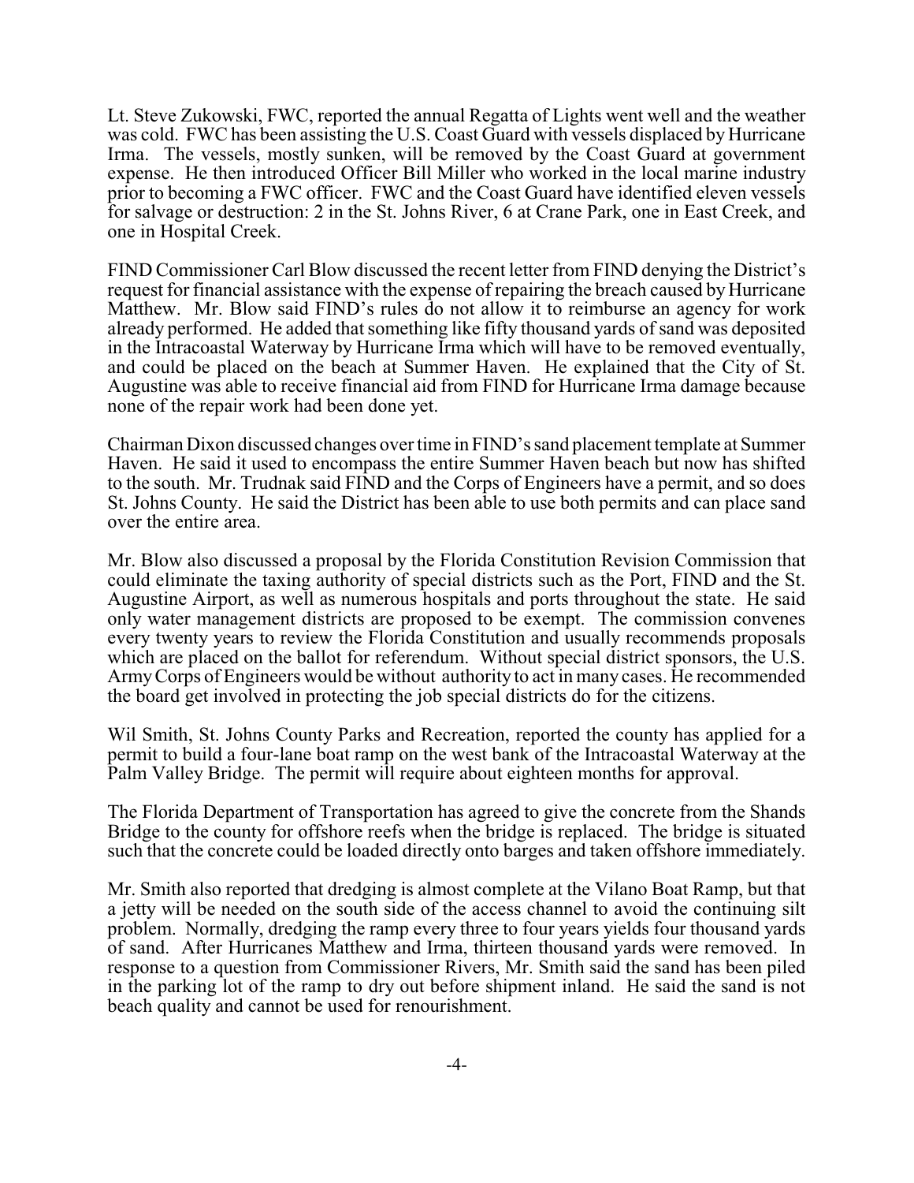Lt. Steve Zukowski, FWC, reported the annual Regatta of Lights went well and the weather was cold. FWC has been assisting the U.S. Coast Guard with vessels displaced by Hurricane Irma. The vessels, mostly sunken, will be removed by the Coast Guard at government expense. He then introduced Officer Bill Miller who worked in the local marine industry prior to becoming a FWC officer. FWC and the Coast Guard have identified eleven vessels for salvage or destruction: 2 in the St. Johns River, 6 at Crane Park, one in East Creek, and one in Hospital Creek.

FIND Commissioner Carl Blow discussed the recent letter from FIND denying the District's request for financial assistance with the expense of repairing the breach caused by Hurricane Matthew. Mr. Blow said FIND's rules do not allow it to reimburse an agency for work already performed. He added that something like fifty thousand yards of sand was deposited in the Intracoastal Waterway by Hurricane Irma which will have to be removed eventually, and could be placed on the beach at Summer Haven. He explained that the City of St. Augustine was able to receive financial aid from FIND for Hurricane Irma damage because none of the repair work had been done yet.

Chairman Dixon discussed changes over time in FIND's sand placement template at Summer Haven. He said it used to encompass the entire Summer Haven beach but now has shifted to the south. Mr. Trudnak said FIND and the Corps of Engineers have a permit, and so does St. Johns County. He said the District has been able to use both permits and can place sand over the entire area.

Mr. Blow also discussed a proposal by the Florida Constitution Revision Commission that could eliminate the taxing authority of special districts such as the Port, FIND and the St. Augustine Airport, as well as numerous hospitals and ports throughout the state. He said only water management districts are proposed to be exempt. The commission convenes every twenty years to review the Florida Constitution and usually recommends proposals which are placed on the ballot for referendum. Without special district sponsors, the U.S. Army Corps of Engineers would be without authority to act in many cases. He recommended the board get involved in protecting the job special districts do for the citizens.

Wil Smith, St. Johns County Parks and Recreation, reported the county has applied for a permit to build a four-lane boat ramp on the west bank of the Intracoastal Waterway at the Palm Valley Bridge. The permit will require about eighteen months for approval.

The Florida Department of Transportation has agreed to give the concrete from the Shands Bridge to the county for offshore reefs when the bridge is replaced. The bridge is situated such that the concrete could be loaded directly onto barges and taken offshore immediately.

Mr. Smith also reported that dredging is almost complete at the Vilano Boat Ramp, but that a jetty will be needed on the south side of the access channel to avoid the continuing silt problem. Normally, dredging the ramp every three to four years yields four thousand yards of sand. After Hurricanes Matthew and Irma, thirteen thousand yards were removed. In response to a question from Commissioner Rivers, Mr. Smith said the sand has been piled in the parking lot of the ramp to dry out before shipment inland. He said the sand is not beach quality and cannot be used for renourishment.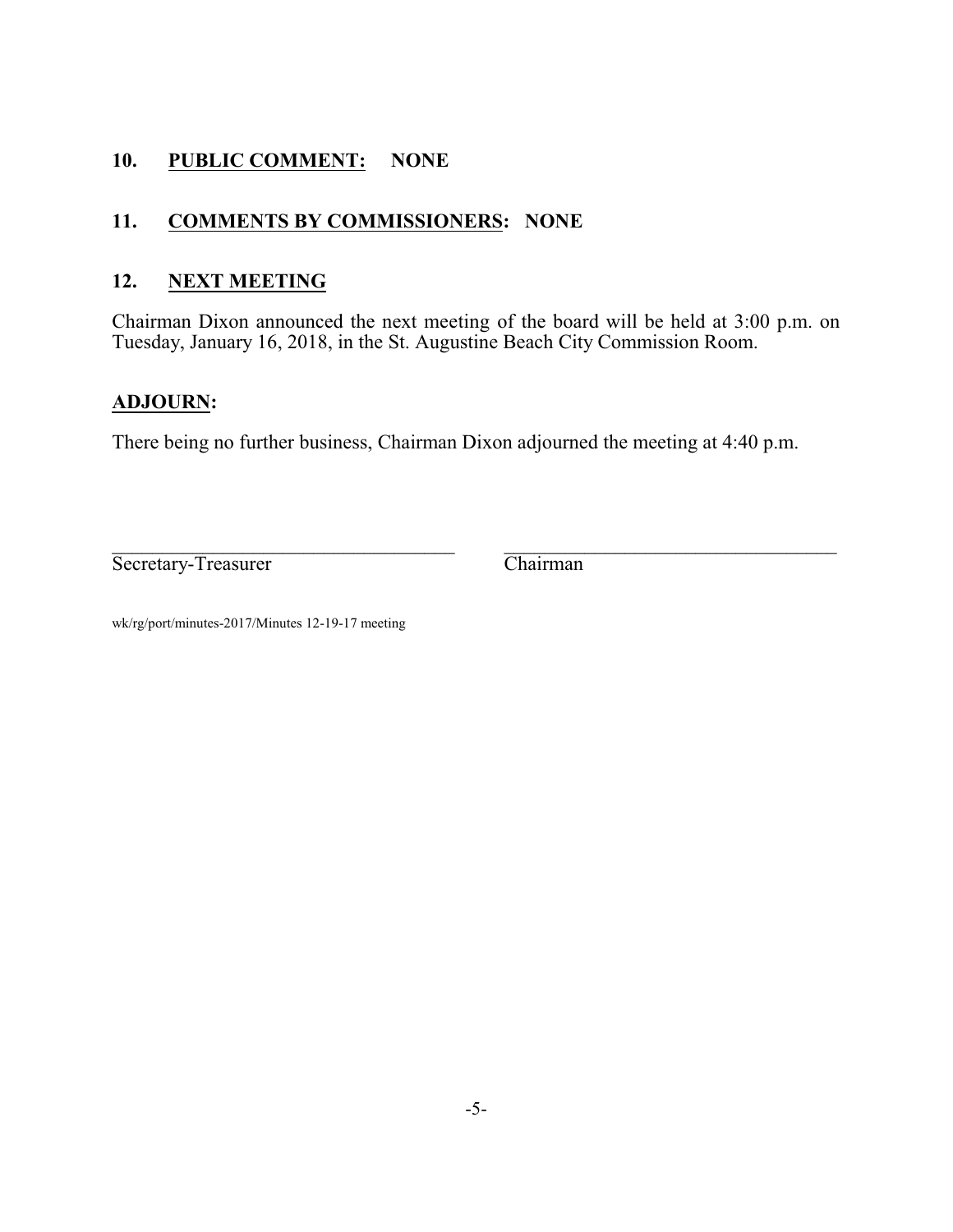## 10. <u>PUBLIC COMMENT:</u> NONE

## 11. <u>COMMENTS BY COMMISSIONERS</u>: NONE

## 12. <u>NEXT MEETING</u>

Chairman Dixon announced the next meeting of the board will be held at 3:00 p.m. on Tuesday, January 16, 2018, in the St. Augustine Beach City Commission Room.

## <u>ADJOURN</u>:

There being no further business, Chairman Dixon adjourned the meeting at 4:40 p.m.

\_\_\_\_\_\_\_\_\_\_\_\_\_\_\_\_\_\_\_\_\_\_\_\_\_\_\_\_\_\_\_\_\_\_\_\_ \_\_\_\_\_\_\_\_\_\_\_\_\_\_\_\_\_\_\_\_\_\_\_\_\_\_\_\_\_\_\_\_\_\_\_\_

Secretary-Treasurer Chairman

wk/rg/port/minutes-2017/Minutes 12-19-17 meeting